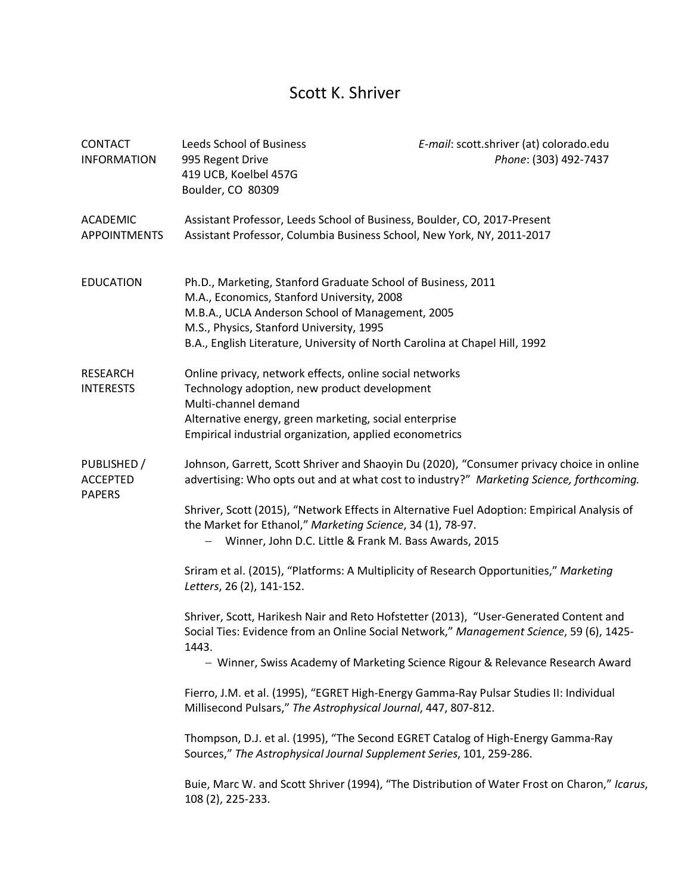# Scott K. Shriver

## CONTACT INFORMATION

Leeds School of Business
995 Regent Drive
419 UCB, Koelbel 457G
Boulder, CO 80309

*E-mail*: scott.shriver (at) colorado.edu
*Phone*: (303) 492-7437

## ACADEMIC APPOINTMENTS

Assistant Professor, Leeds School of Business, Boulder, CO, 2017-Present
Assistant Professor, Columbia Business School, New York, NY, 2011-2017

## EDUCATION

Ph.D., Marketing, Stanford Graduate School of Business, 2011
M.A., Economics, Stanford University, 2008
M.B.A., UCLA Anderson School of Management, 2005
M.S., Physics, Stanford University, 1995
B.A., English Literature, University of North Carolina at Chapel Hill, 1992

## RESEARCH INTERESTS

Online privacy, network effects, online social networks
Technology adoption, new product development
Multi-channel demand
Alternative energy, green marketing, social enterprise
Empirical industrial organization, applied econometrics

## PUBLISHED / ACCEPTED PAPERS

Johnson, Garrett, Scott Shriver and Shaoyin Du (2020), "Consumer privacy choice in online advertising: Who opts out and at what cost to industry?" *Marketing Science, forthcoming.*

Shriver, Scott (2015), "Network Effects in Alternative Fuel Adoption: Empirical Analysis of the Market for Ethanol," *Marketing Science*, 34 (1), 78-97.

- Winner, John D.C. Little & Frank M. Bass Awards, 2015

Sriram et al. (2015), "Platforms: A Multiplicity of Research Opportunities," *Marketing Letters*, 26 (2), 141-152.

Shriver, Scott, Harikesh Nair and Reto Hofstetter (2013), "User-Generated Content and Social Ties: Evidence from an Online Social Network," *Management Science*, 59 (6), 1425-1443.

- Winner, Swiss Academy of Marketing Science Rigour & Relevance Research Award

Fierro, J.M. et al. (1995), "EGRET High-Energy Gamma-Ray Pulsar Studies II: Individual Millisecond Pulsars," *The Astrophysical Journal*, 447, 807-812.

Thompson, D.J. et al. (1995), "The Second EGRET Catalog of High-Energy Gamma-Ray Sources," *The Astrophysical Journal Supplement Series*, 101, 259-286.

Buie, Marc W. and Scott Shriver (1994), "The Distribution of Water Frost on Charon," *Icarus*, 108 (2), 225-233.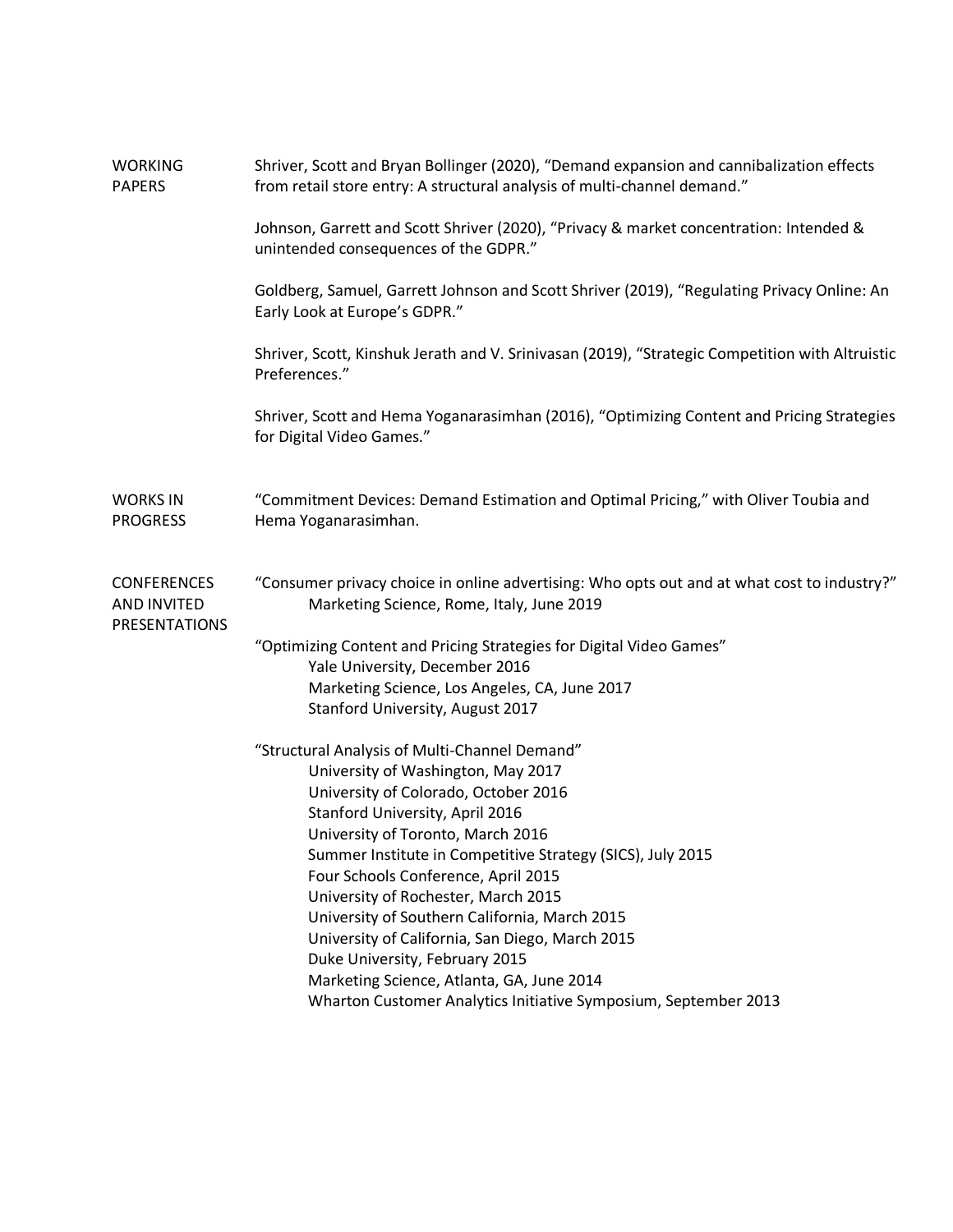## WORKING PAPERS

Shriver, Scott and Bryan Bollinger (2020), “Demand expansion and cannibalization effects from retail store entry: A structural analysis of multi-channel demand.”

Johnson, Garrett and Scott Shriver (2020), “Privacy & market concentration: Intended & unintended consequences of the GDPR.”

Goldberg, Samuel, Garrett Johnson and Scott Shriver (2019), “Regulating Privacy Online: An Early Look at Europe’s GDPR.”

Shriver, Scott, Kinshuk Jerath and V. Srinivasan (2019), “Strategic Competition with Altruistic Preferences.”

Shriver, Scott and Hema Yoganarasimhan (2016), “Optimizing Content and Pricing Strategies for Digital Video Games.”

## WORKS IN PROGRESS

“Commitment Devices: Demand Estimation and Optimal Pricing,” with Oliver Toubia and Hema Yoganarasimhan.

## CONFERENCES AND INVITED PRESENTATIONS

“Consumer privacy choice in online advertising: Who opts out and at what cost to industry?”
- Marketing Science, Rome, Italy, June 2019

“Optimizing Content and Pricing Strategies for Digital Video Games”
- Yale University, December 2016
- Marketing Science, Los Angeles, CA, June 2017
- Stanford University, August 2017

“Structural Analysis of Multi-Channel Demand”
- University of Washington, May 2017
- University of Colorado, October 2016
- Stanford University, April 2016
- University of Toronto, March 2016
- Summer Institute in Competitive Strategy (SICS), July 2015
- Four Schools Conference, April 2015
- University of Rochester, March 2015
- University of Southern California, March 2015
- University of California, San Diego, March 2015
- Duke University, February 2015
- Marketing Science, Atlanta, GA, June 2014
- Wharton Customer Analytics Initiative Symposium, September 2013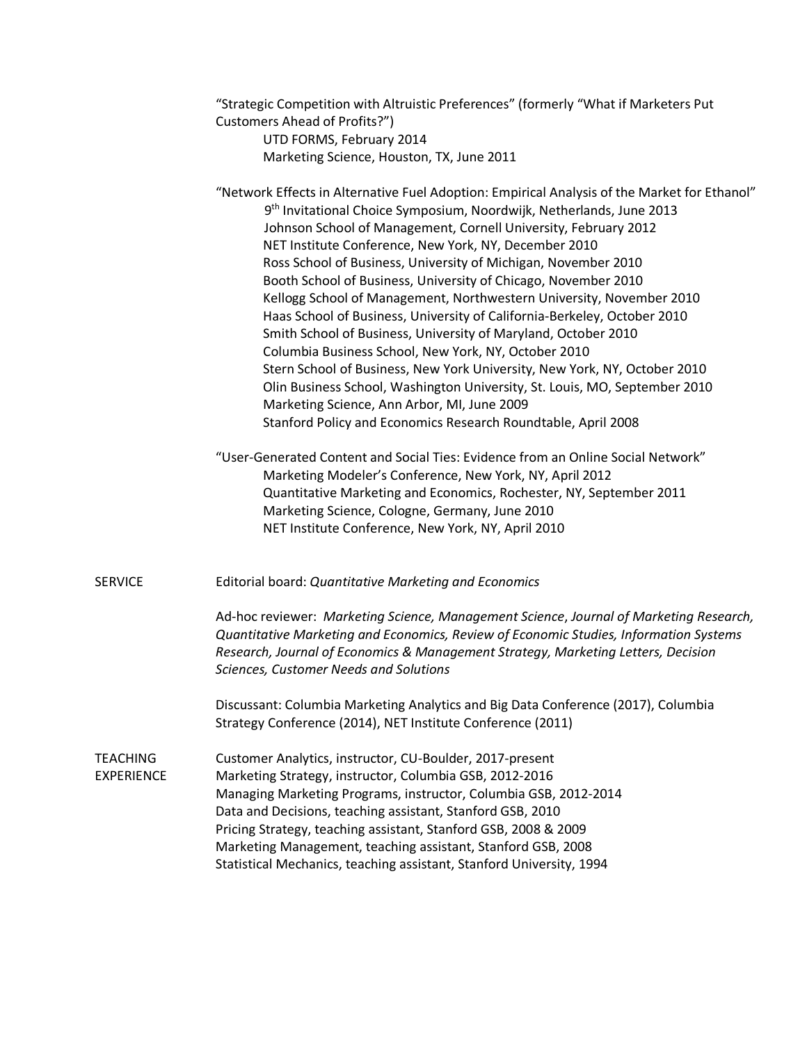"Strategic Competition with Altruistic Preferences" (formerly "What if Marketers Put Customers Ahead of Profits?")

- UTD FORMS, February 2014
- Marketing Science, Houston, TX, June 2011

"Network Effects in Alternative Fuel Adoption: Empirical Analysis of the Market for Ethanol"

- 9th Invitational Choice Symposium, Noordwijk, Netherlands, June 2013
- Johnson School of Management, Cornell University, February 2012
- NET Institute Conference, New York, NY, December 2010
- Ross School of Business, University of Michigan, November 2010
- Booth School of Business, University of Chicago, November 2010
- Kellogg School of Management, Northwestern University, November 2010
- Haas School of Business, University of California-Berkeley, October 2010
- Smith School of Business, University of Maryland, October 2010
- Columbia Business School, New York, NY, October 2010
- Stern School of Business, New York University, New York, NY, October 2010
- Olin Business School, Washington University, St. Louis, MO, September 2010
- Marketing Science, Ann Arbor, MI, June 2009
- Stanford Policy and Economics Research Roundtable, April 2008

"User-Generated Content and Social Ties: Evidence from an Online Social Network"

- Marketing Modeler's Conference, New York, NY, April 2012
- Quantitative Marketing and Economics, Rochester, NY, September 2011
- Marketing Science, Cologne, Germany, June 2010
- NET Institute Conference, New York, NY, April 2010

## SERVICE

Editorial board: *Quantitative Marketing and Economics*

Ad-hoc reviewer: *Marketing Science, Management Science*, *Journal of Marketing Research, Quantitative Marketing and Economics, Review of Economic Studies, Information Systems Research, Journal of Economics & Management Strategy, Marketing Letters, Decision Sciences, Customer Needs and Solutions*

Discussant: Columbia Marketing Analytics and Big Data Conference (2017), Columbia Strategy Conference (2014), NET Institute Conference (2011)

## TEACHING EXPERIENCE

Customer Analytics, instructor, CU-Boulder, 2017-present
Marketing Strategy, instructor, Columbia GSB, 2012-2016
Managing Marketing Programs, instructor, Columbia GSB, 2012-2014
Data and Decisions, teaching assistant, Stanford GSB, 2010
Pricing Strategy, teaching assistant, Stanford GSB, 2008 & 2009
Marketing Management, teaching assistant, Stanford GSB, 2008
Statistical Mechanics, teaching assistant, Stanford University, 1994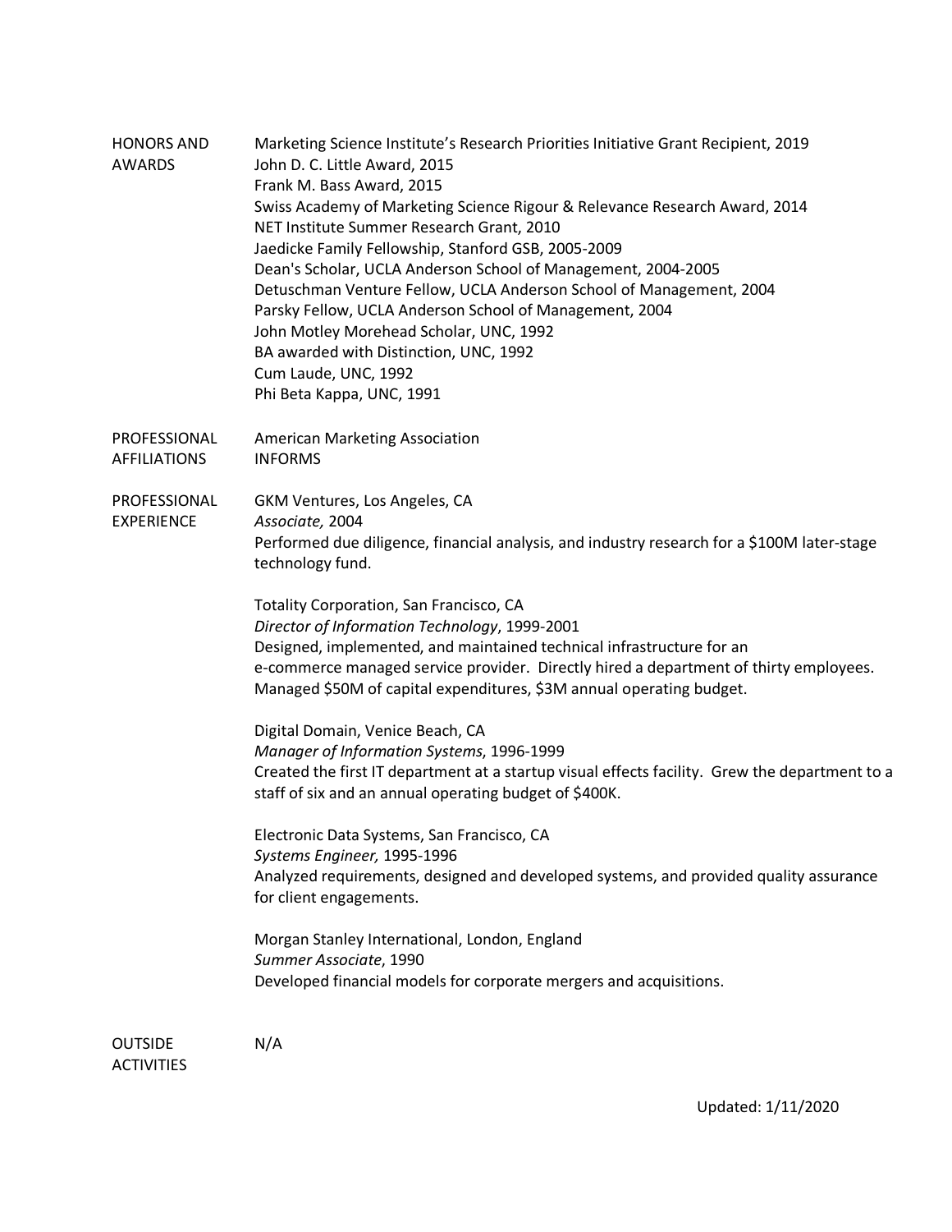## HONORS AND AWARDS

Marketing Science Institute's Research Priorities Initiative Grant Recipient, 2019
John D. C. Little Award, 2015
Frank M. Bass Award, 2015
Swiss Academy of Marketing Science Rigour & Relevance Research Award, 2014
NET Institute Summer Research Grant, 2010
Jaedicke Family Fellowship, Stanford GSB, 2005-2009
Dean's Scholar, UCLA Anderson School of Management, 2004-2005
Detuschman Venture Fellow, UCLA Anderson School of Management, 2004
Parsky Fellow, UCLA Anderson School of Management, 2004
John Motley Morehead Scholar, UNC, 1992
BA awarded with Distinction, UNC, 1992
Cum Laude, UNC, 1992
Phi Beta Kappa, UNC, 1991

## PROFESSIONAL AFFILIATIONS

American Marketing Association
INFORMS

## PROFESSIONAL EXPERIENCE

GKM Ventures, Los Angeles, CA
*Associate,* 2004
Performed due diligence, financial analysis, and industry research for a $100M later-stage technology fund.

Totality Corporation, San Francisco, CA
*Director of Information Technology*, 1999-2001
Designed, implemented, and maintained technical infrastructure for an e-commerce managed service provider. Directly hired a department of thirty employees. Managed $50M of capital expenditures, $3M annual operating budget.

Digital Domain, Venice Beach, CA
*Manager of Information Systems*, 1996-1999
Created the first IT department at a startup visual effects facility. Grew the department to a staff of six and an annual operating budget of $400K.

Electronic Data Systems, San Francisco, CA
*Systems Engineer,* 1995-1996
Analyzed requirements, designed and developed systems, and provided quality assurance for client engagements.

Morgan Stanley International, London, England
*Summer Associate*, 1990
Developed financial models for corporate mergers and acquisitions.

## OUTSIDE ACTIVITIES

N/A

Updated: 1/11/2020